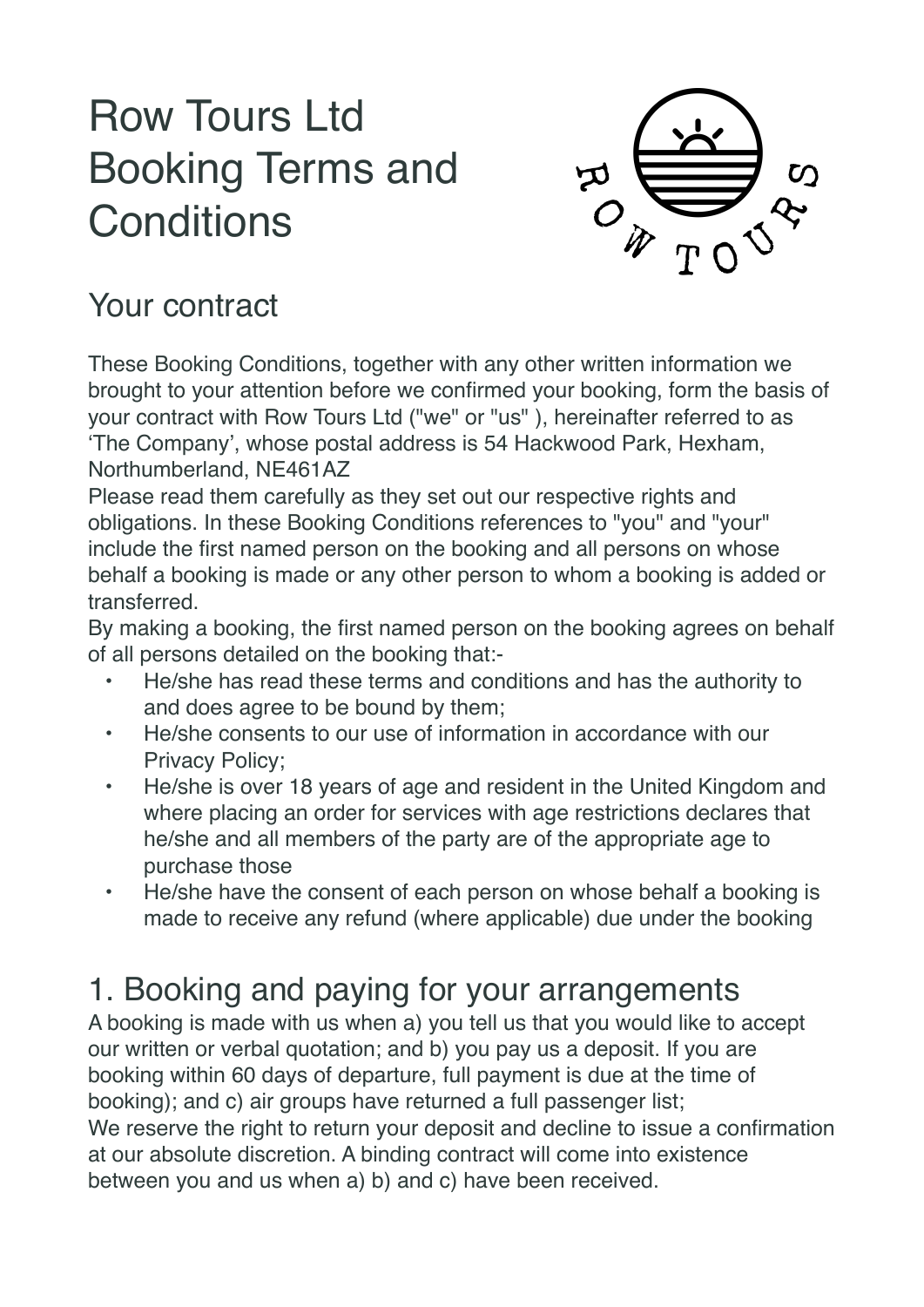# Row Tours Ltd Booking Terms and Conditions

## Your contract

These Booking Conditions, together with any other written information we brought to your attention before we confirmed your booking, form the basis of your contract with Row Tours Ltd ("we" or "us" ), hereinafter referred to as 'The Company', whose postal address is 54 Hackwood Park, Hexham, Northumberland, NE461AZ

Please read them carefully as they set out our respective rights and obligations. In these Booking Conditions references to "you" and "your" include the first named person on the booking and all persons on whose behalf a booking is made or any other person to whom a booking is added or transferred.

By making a booking, the first named person on the booking agrees on behalf of all persons detailed on the booking that:-

- He/she has read these terms and conditions and has the authority to and does agree to be bound by them;
- He/she consents to our use of information in accordance with our Privacy Policy;
- He/she is over 18 years of age and resident in the United Kingdom and where placing an order for services with age restrictions declares that he/she and all members of the party are of the appropriate age to purchase those
- He/she have the consent of each person on whose behalf a booking is made to receive any refund (where applicable) due under the booking

## 1. Booking and paying for your arrangements

A booking is made with us when a) you tell us that you would like to accept our written or verbal quotation; and b) you pay us a deposit. If you are booking within 60 days of departure, full payment is due at the time of booking); and c) air groups have returned a full passenger list;

We reserve the right to return your deposit and decline to issue a confirmation at our absolute discretion. A binding contract will come into existence between you and us when a) b) and c) have been received.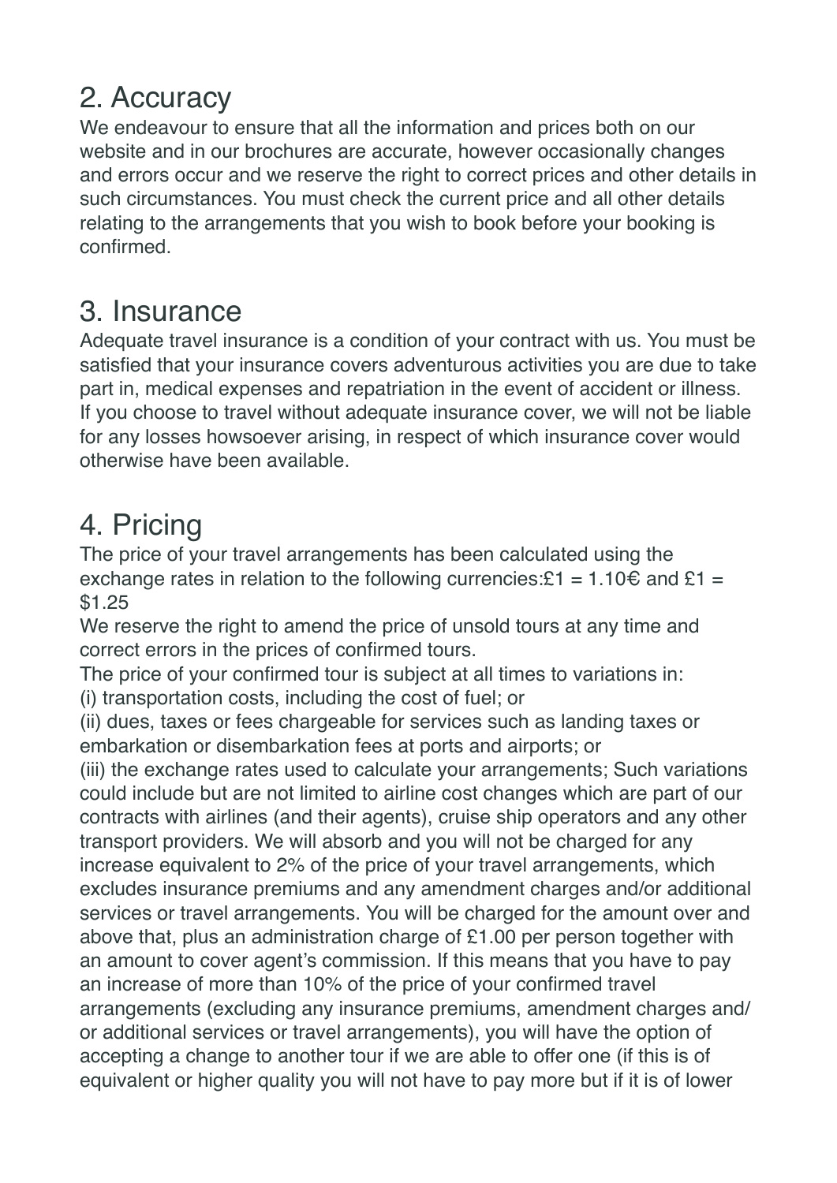## 2. Accuracy

We endeavour to ensure that all the information and prices both on our website and in our brochures are accurate, however occasionally changes and errors occur and we reserve the right to correct prices and other details in such circumstances. You must check the current price and all other details relating to the arrangements that you wish to book before your booking is confirmed.

## 3. Insurance

Adequate travel insurance is a condition of your contract with us. You must be satisfied that your insurance covers adventurous activities you are due to take part in, medical expenses and repatriation in the event of accident or illness. If you choose to travel without adequate insurance cover, we will not be liable for any losses howsoever arising, in respect of which insurance cover would otherwise have been available.

## 4. Pricing

The price of your travel arrangements has been calculated using the exchange rates in relation to the following currencies:£1 = 1.10€ and £1 = $1.25

We reserve the right to amend the price of unsold tours at any time and correct errors in the prices of confirmed tours.

The price of your confirmed tour is subject at all times to variations in:

(i) transportation costs, including the cost of fuel; or

(ii) dues, taxes or fees chargeable for services such as landing taxes or embarkation or disembarkation fees at ports and airports; or

(iii) the exchange rates used to calculate your arrangements; Such variations could include but are not limited to airline cost changes which are part of our contracts with airlines (and their agents), cruise ship operators and any other transport providers. We will absorb and you will not be charged for any increase equivalent to 2% of the price of your travel arrangements, which excludes insurance premiums and any amendment charges and/or additional services or travel arrangements. You will be charged for the amount over and above that, plus an administration charge of £1.00 per person together with an amount to cover agent's commission. If this means that you have to pay an increase of more than 10% of the price of your confirmed travel arrangements (excluding any insurance premiums, amendment charges and/or additional services or travel arrangements), you will have the option of accepting a change to another tour if we are able to offer one (if this is of equivalent or higher quality you will not have to pay more but if it is of lower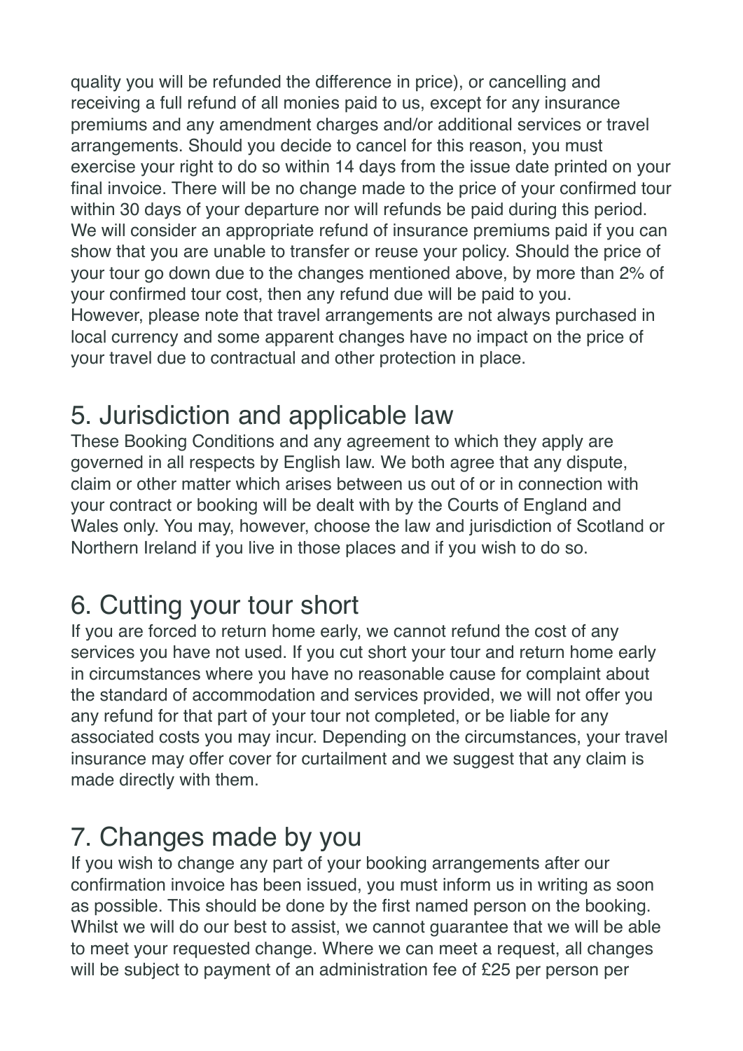quality you will be refunded the difference in price), or cancelling and receiving a full refund of all monies paid to us, except for any insurance premiums and any amendment charges and/or additional services or travel arrangements. Should you decide to cancel for this reason, you must exercise your right to do so within 14 days from the issue date printed on your final invoice. There will be no change made to the price of your confirmed tour within 30 days of your departure nor will refunds be paid during this period. We will consider an appropriate refund of insurance premiums paid if you can show that you are unable to transfer or reuse your policy. Should the price of your tour go down due to the changes mentioned above, by more than 2% of your confirmed tour cost, then any refund due will be paid to you. However, please note that travel arrangements are not always purchased in local currency and some apparent changes have no impact on the price of your travel due to contractual and other protection in place.

## 5. Jurisdiction and applicable law

These Booking Conditions and any agreement to which they apply are governed in all respects by English law. We both agree that any dispute, claim or other matter which arises between us out of or in connection with your contract or booking will be dealt with by the Courts of England and Wales only. You may, however, choose the law and jurisdiction of Scotland or Northern Ireland if you live in those places and if you wish to do so.

## 6. Cutting your tour short

If you are forced to return home early, we cannot refund the cost of any services you have not used. If you cut short your tour and return home early in circumstances where you have no reasonable cause for complaint about the standard of accommodation and services provided, we will not offer you any refund for that part of your tour not completed, or be liable for any associated costs you may incur. Depending on the circumstances, your travel insurance may offer cover for curtailment and we suggest that any claim is made directly with them.

## 7. Changes made by you

If you wish to change any part of your booking arrangements after our confirmation invoice has been issued, you must inform us in writing as soon as possible. This should be done by the first named person on the booking. Whilst we will do our best to assist, we cannot guarantee that we will be able to meet your requested change. Where we can meet a request, all changes will be subject to payment of an administration fee of £25 per person per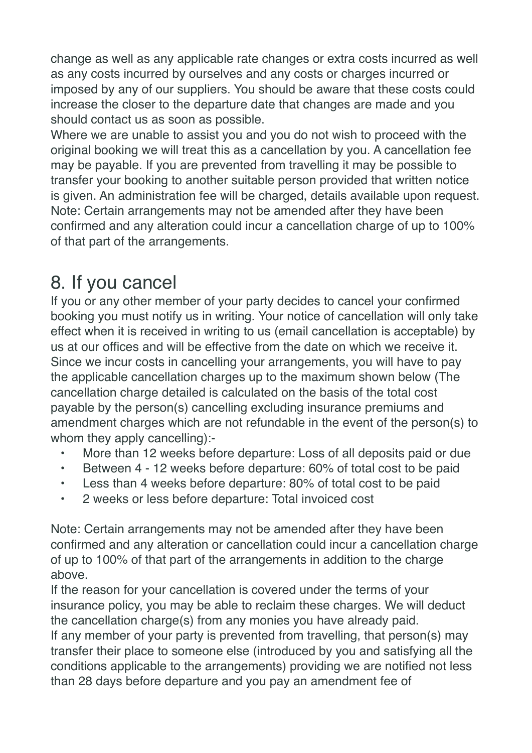change as well as any applicable rate changes or extra costs incurred as well as any costs incurred by ourselves and any costs or charges incurred or imposed by any of our suppliers. You should be aware that these costs could increase the closer to the departure date that changes are made and you should contact us as soon as possible.
Where we are unable to assist you and you do not wish to proceed with the original booking we will treat this as a cancellation by you. A cancellation fee may be payable. If you are prevented from travelling it may be possible to transfer your booking to another suitable person provided that written notice is given. An administration fee will be charged, details available upon request.
Note: Certain arrangements may not be amended after they have been confirmed and any alteration could incur a cancellation charge of up to 100% of that part of the arrangements.

## 8. If you cancel

If you or any other member of your party decides to cancel your confirmed booking you must notify us in writing. Your notice of cancellation will only take effect when it is received in writing to us (email cancellation is acceptable) by us at our offices and will be effective from the date on which we receive it. Since we incur costs in cancelling your arrangements, you will have to pay the applicable cancellation charges up to the maximum shown below (The cancellation charge detailed is calculated on the basis of the total cost payable by the person(s) cancelling excluding insurance premiums and amendment charges which are not refundable in the event of the person(s) to whom they apply cancelling):-

- More than 12 weeks before departure: Loss of all deposits paid or due
- Between 4 - 12 weeks before departure: 60% of total cost to be paid
- Less than 4 weeks before departure: 80% of total cost to be paid
- 2 weeks or less before departure: Total invoiced cost

Note: Certain arrangements may not be amended after they have been confirmed and any alteration or cancellation could incur a cancellation charge of up to 100% of that part of the arrangements in addition to the charge above.
If the reason for your cancellation is covered under the terms of your insurance policy, you may be able to reclaim these charges. We will deduct the cancellation charge(s) from any monies you have already paid.
If any member of your party is prevented from travelling, that person(s) may transfer their place to someone else (introduced by you and satisfying all the conditions applicable to the arrangements) providing we are notified not less than 28 days before departure and you pay an amendment fee of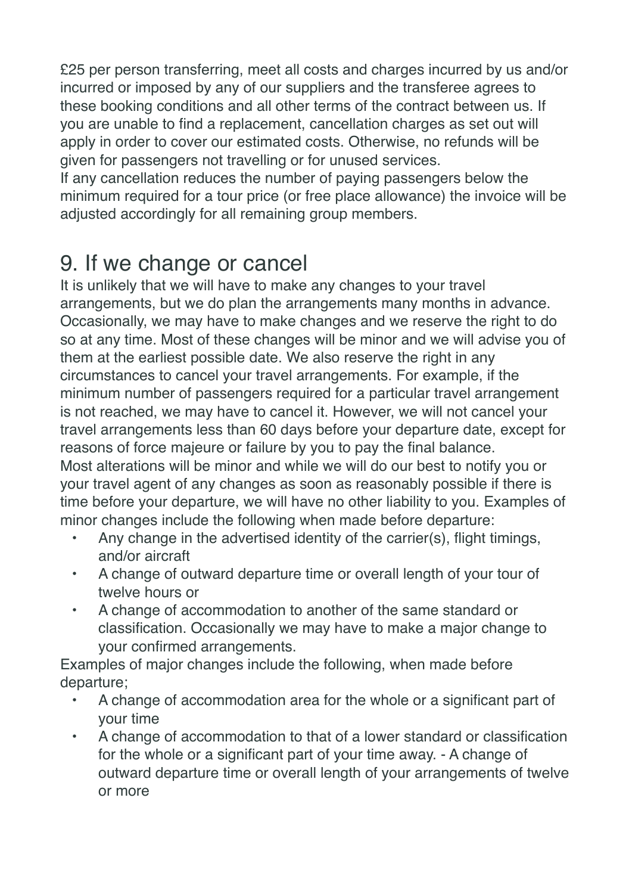£25 per person transferring, meet all costs and charges incurred by us and/or incurred or imposed by any of our suppliers and the transferee agrees to these booking conditions and all other terms of the contract between us. If you are unable to find a replacement, cancellation charges as set out will apply in order to cover our estimated costs. Otherwise, no refunds will be given for passengers not travelling or for unused services.
If any cancellation reduces the number of paying passengers below the minimum required for a tour price (or free place allowance) the invoice will be adjusted accordingly for all remaining group members.

## 9. If we change or cancel

It is unlikely that we will have to make any changes to your travel arrangements, but we do plan the arrangements many months in advance. Occasionally, we may have to make changes and we reserve the right to do so at any time. Most of these changes will be minor and we will advise you of them at the earliest possible date. We also reserve the right in any circumstances to cancel your travel arrangements. For example, if the minimum number of passengers required for a particular travel arrangement is not reached, we may have to cancel it. However, we will not cancel your travel arrangements less than 60 days before your departure date, except for reasons of force majeure or failure by you to pay the final balance.
Most alterations will be minor and while we will do our best to notify you or your travel agent of any changes as soon as reasonably possible if there is time before your departure, we will have no other liability to you. Examples of minor changes include the following when made before departure:

- Any change in the advertised identity of the carrier(s), flight timings, and/or aircraft
- A change of outward departure time or overall length of your tour of twelve hours or
- A change of accommodation to another of the same standard or classification. Occasionally we may have to make a major change to your confirmed arrangements.

Examples of major changes include the following, when made before departure;

- A change of accommodation area for the whole or a significant part of your time
- A change of accommodation to that of a lower standard or classification for the whole or a significant part of your time away. - A change of outward departure time or overall length of your arrangements of twelve or more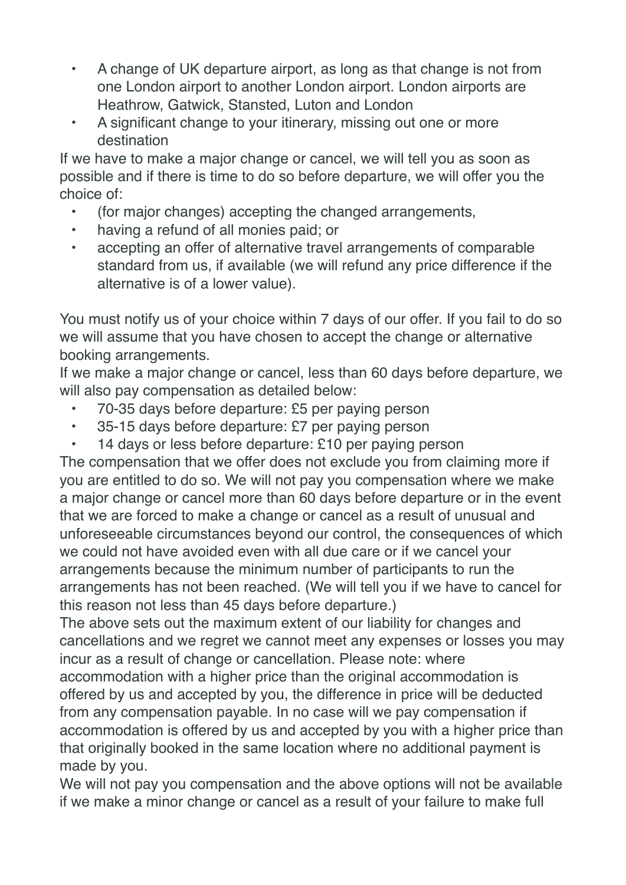- A change of UK departure airport, as long as that change is not from one London airport to another London airport. London airports are Heathrow, Gatwick, Stansted, Luton and London
- A significant change to your itinerary, missing out one or more destination

If we have to make a major change or cancel, we will tell you as soon as possible and if there is time to do so before departure, we will offer you the choice of:

- (for major changes) accepting the changed arrangements,
- having a refund of all monies paid; or
- accepting an offer of alternative travel arrangements of comparable standard from us, if available (we will refund any price difference if the alternative is of a lower value).

You must notify us of your choice within 7 days of our offer. If you fail to do so we will assume that you have chosen to accept the change or alternative booking arrangements.

If we make a major change or cancel, less than 60 days before departure, we will also pay compensation as detailed below:

- 70-35 days before departure: £5 per paying person
- 35-15 days before departure: £7 per paying person
- 14 days or less before departure: £10 per paying person

The compensation that we offer does not exclude you from claiming more if you are entitled to do so. We will not pay you compensation where we make a major change or cancel more than 60 days before departure or in the event that we are forced to make a change or cancel as a result of unusual and unforeseeable circumstances beyond our control, the consequences of which we could not have avoided even with all due care or if we cancel your arrangements because the minimum number of participants to run the arrangements has not been reached. (We will tell you if we have to cancel for this reason not less than 45 days before departure.)

The above sets out the maximum extent of our liability for changes and cancellations and we regret we cannot meet any expenses or losses you may incur as a result of change or cancellation. Please note: where accommodation with a higher price than the original accommodation is offered by us and accepted by you, the difference in price will be deducted from any compensation payable. In no case will we pay compensation if accommodation is offered by us and accepted by you with a higher price than that originally booked in the same location where no additional payment is made by you.

We will not pay you compensation and the above options will not be available if we make a minor change or cancel as a result of your failure to make full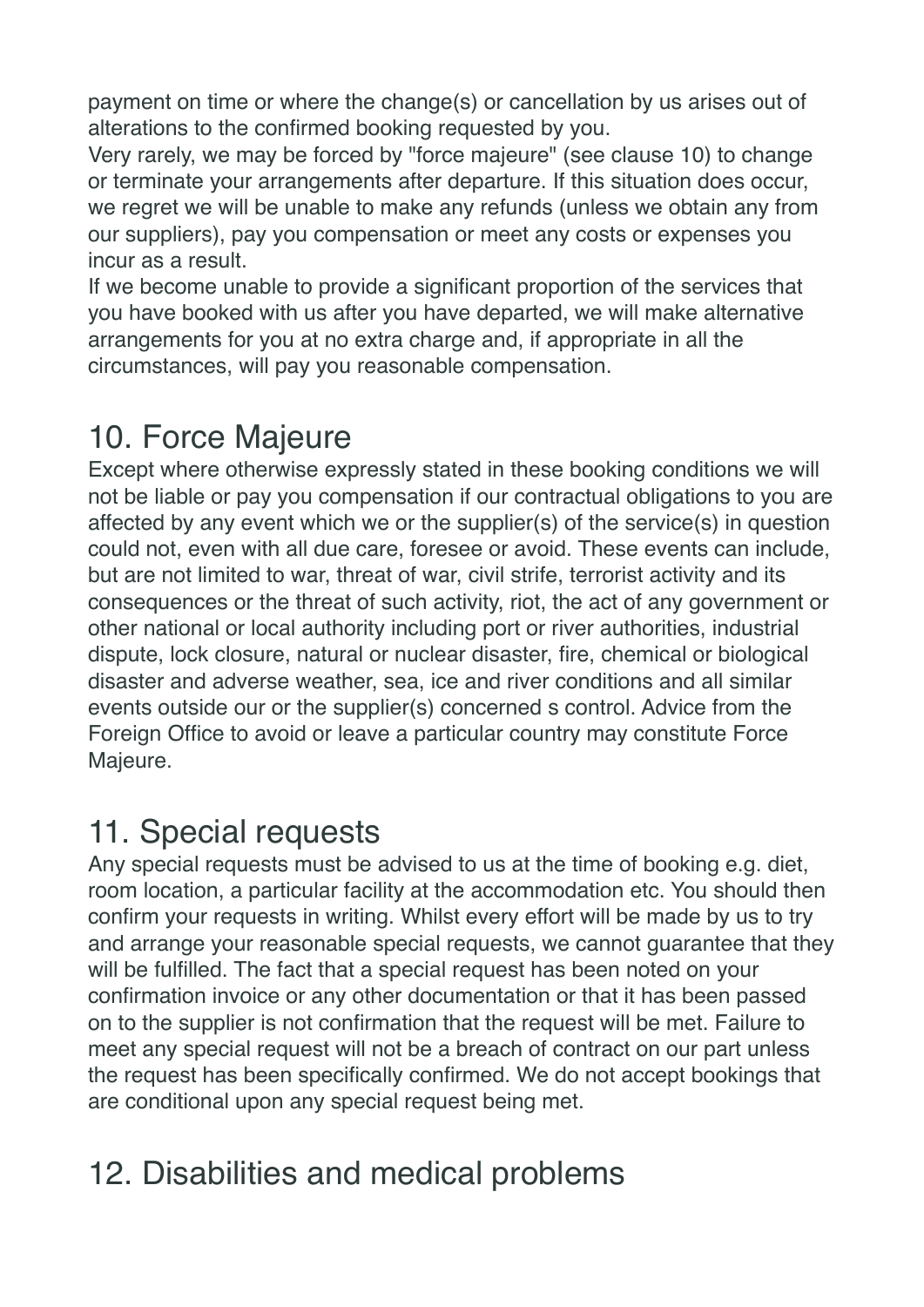payment on time or where the change(s) or cancellation by us arises out of alterations to the confirmed booking requested by you.

Very rarely, we may be forced by "force majeure" (see clause 10) to change or terminate your arrangements after departure. If this situation does occur, we regret we will be unable to make any refunds (unless we obtain any from our suppliers), pay you compensation or meet any costs or expenses you incur as a result.

If we become unable to provide a significant proportion of the services that you have booked with us after you have departed, we will make alternative arrangements for you at no extra charge and, if appropriate in all the circumstances, will pay you reasonable compensation.

## 10. Force Majeure

Except where otherwise expressly stated in these booking conditions we will not be liable or pay you compensation if our contractual obligations to you are affected by any event which we or the supplier(s) of the service(s) in question could not, even with all due care, foresee or avoid. These events can include, but are not limited to war, threat of war, civil strife, terrorist activity and its consequences or the threat of such activity, riot, the act of any government or other national or local authority including port or river authorities, industrial dispute, lock closure, natural or nuclear disaster, fire, chemical or biological disaster and adverse weather, sea, ice and river conditions and all similar events outside our or the supplier(s) concerned s control. Advice from the Foreign Office to avoid or leave a particular country may constitute Force Majeure.

## 11. Special requests

Any special requests must be advised to us at the time of booking e.g. diet, room location, a particular facility at the accommodation etc. You should then confirm your requests in writing. Whilst every effort will be made by us to try and arrange your reasonable special requests, we cannot guarantee that they will be fulfilled. The fact that a special request has been noted on your confirmation invoice or any other documentation or that it has been passed on to the supplier is not confirmation that the request will be met. Failure to meet any special request will not be a breach of contract on our part unless the request has been specifically confirmed. We do not accept bookings that are conditional upon any special request being met.

## 12. Disabilities and medical problems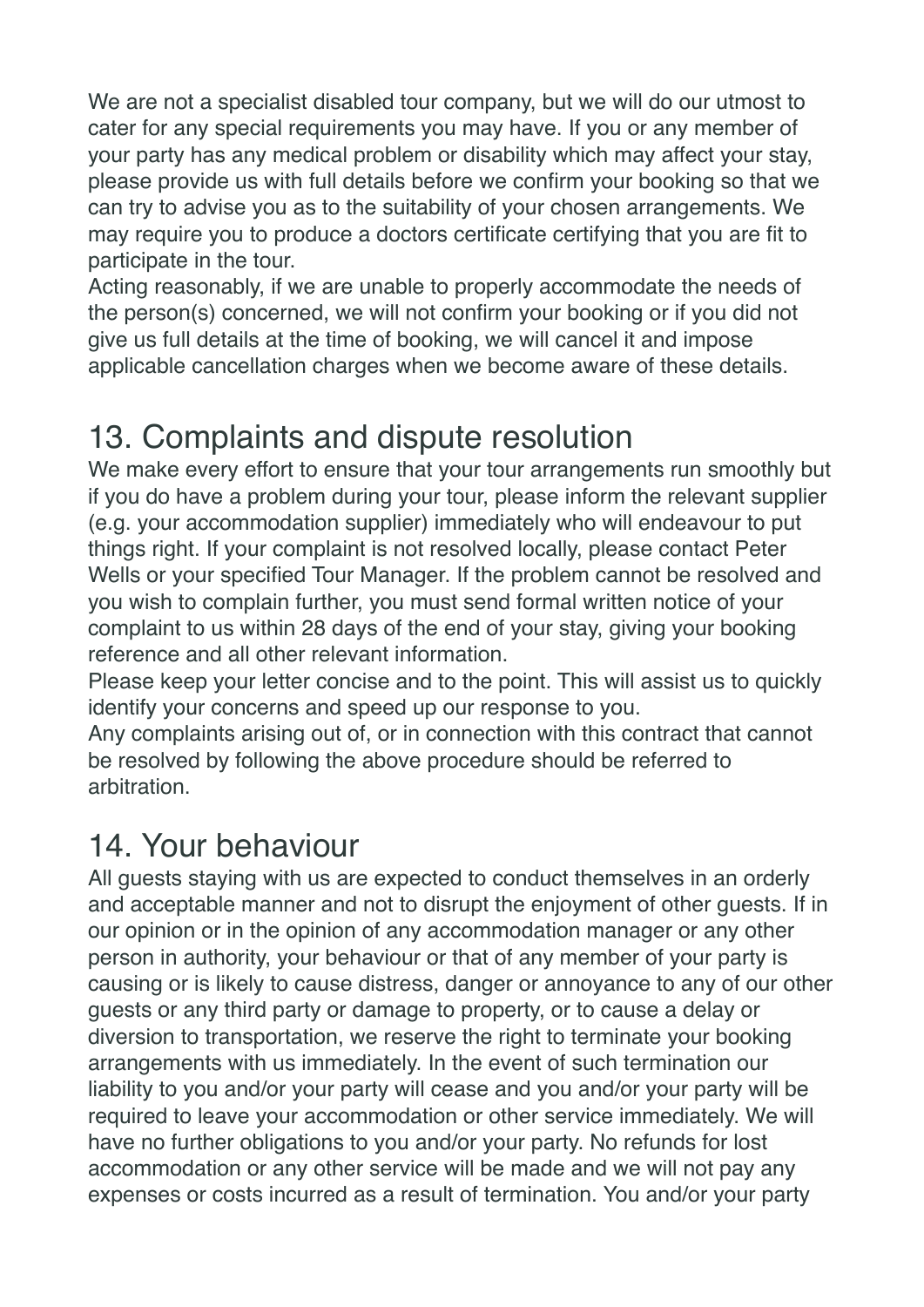We are not a specialist disabled tour company, but we will do our utmost to cater for any special requirements you may have. If you or any member of your party has any medical problem or disability which may affect your stay, please provide us with full details before we confirm your booking so that we can try to advise you as to the suitability of your chosen arrangements. We may require you to produce a doctors certificate certifying that you are fit to participate in the tour.

Acting reasonably, if we are unable to properly accommodate the needs of the person(s) concerned, we will not confirm your booking or if you did not give us full details at the time of booking, we will cancel it and impose applicable cancellation charges when we become aware of these details.

## 13. Complaints and dispute resolution

We make every effort to ensure that your tour arrangements run smoothly but if you do have a problem during your tour, please inform the relevant supplier (e.g. your accommodation supplier) immediately who will endeavour to put things right. If your complaint is not resolved locally, please contact Peter Wells or your specified Tour Manager. If the problem cannot be resolved and you wish to complain further, you must send formal written notice of your complaint to us within 28 days of the end of your stay, giving your booking reference and all other relevant information.

Please keep your letter concise and to the point. This will assist us to quickly identify your concerns and speed up our response to you.

Any complaints arising out of, or in connection with this contract that cannot be resolved by following the above procedure should be referred to arbitration.

## 14. Your behaviour

All guests staying with us are expected to conduct themselves in an orderly and acceptable manner and not to disrupt the enjoyment of other guests. If in our opinion or in the opinion of any accommodation manager or any other person in authority, your behaviour or that of any member of your party is causing or is likely to cause distress, danger or annoyance to any of our other guests or any third party or damage to property, or to cause a delay or diversion to transportation, we reserve the right to terminate your booking arrangements with us immediately. In the event of such termination our liability to you and/or your party will cease and you and/or your party will be required to leave your accommodation or other service immediately. We will have no further obligations to you and/or your party. No refunds for lost accommodation or any other service will be made and we will not pay any expenses or costs incurred as a result of termination. You and/or your party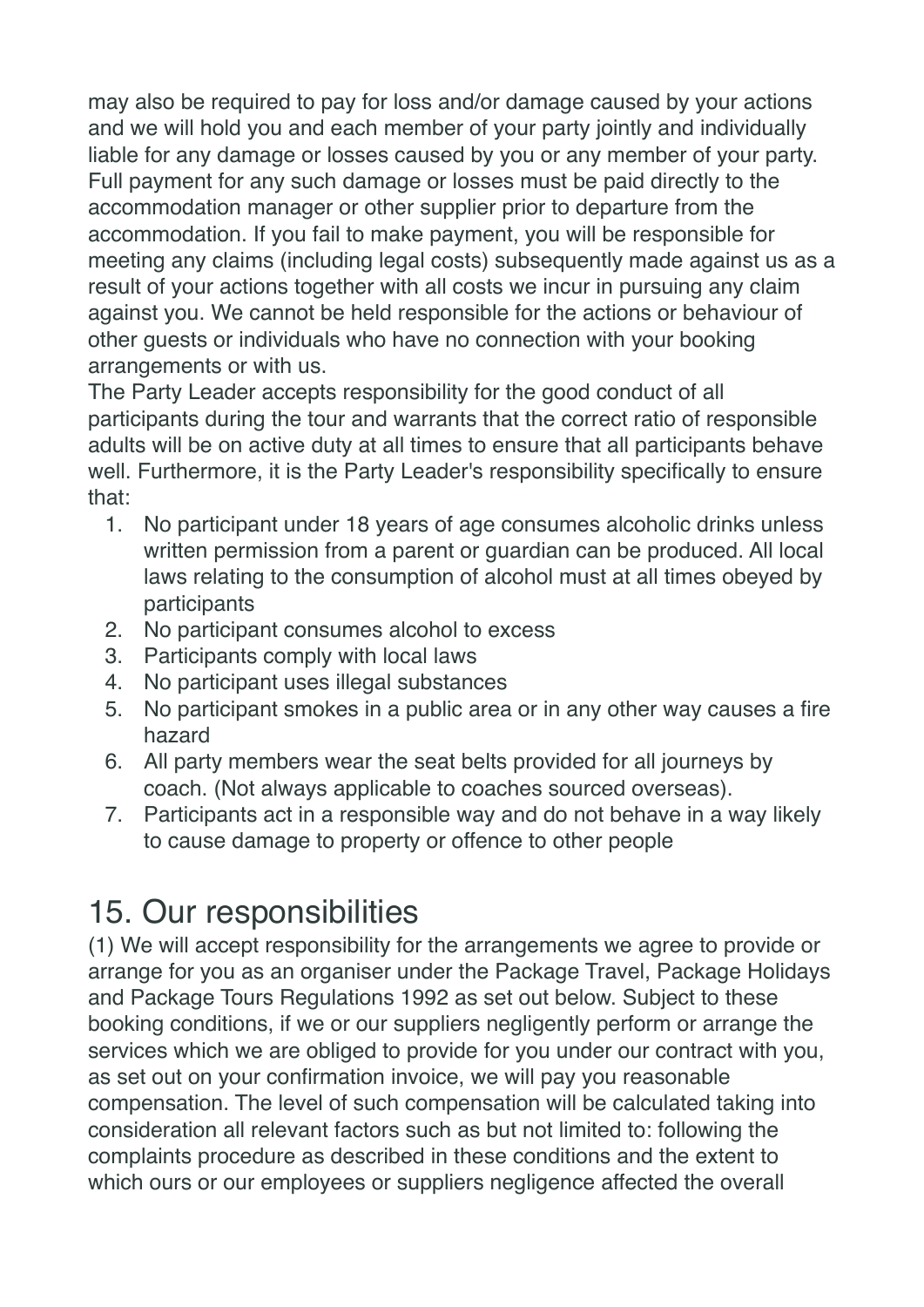may also be required to pay for loss and/or damage caused by your actions and we will hold you and each member of your party jointly and individually liable for any damage or losses caused by you or any member of your party. Full payment for any such damage or losses must be paid directly to the accommodation manager or other supplier prior to departure from the accommodation. If you fail to make payment, you will be responsible for meeting any claims (including legal costs) subsequently made against us as a result of your actions together with all costs we incur in pursuing any claim against you. We cannot be held responsible for the actions or behaviour of other guests or individuals who have no connection with your booking arrangements or with us.

The Party Leader accepts responsibility for the good conduct of all participants during the tour and warrants that the correct ratio of responsible adults will be on active duty at all times to ensure that all participants behave well. Furthermore, it is the Party Leader's responsibility specifically to ensure that:

1. No participant under 18 years of age consumes alcoholic drinks unless written permission from a parent or guardian can be produced. All local laws relating to the consumption of alcohol must at all times obeyed by participants
2. No participant consumes alcohol to excess
3. Participants comply with local laws
4. No participant uses illegal substances
5. No participant smokes in a public area or in any other way causes a fire hazard
6. All party members wear the seat belts provided for all journeys by coach. (Not always applicable to coaches sourced overseas).
7. Participants act in a responsible way and do not behave in a way likely to cause damage to property or offence to other people

# 15. Our responsibilities

(1) We will accept responsibility for the arrangements we agree to provide or arrange for you as an organiser under the Package Travel, Package Holidays and Package Tours Regulations 1992 as set out below. Subject to these booking conditions, if we or our suppliers negligently perform or arrange the services which we are obliged to provide for you under our contract with you, as set out on your confirmation invoice, we will pay you reasonable compensation. The level of such compensation will be calculated taking into consideration all relevant factors such as but not limited to: following the complaints procedure as described in these conditions and the extent to which ours or our employees or suppliers negligence affected the overall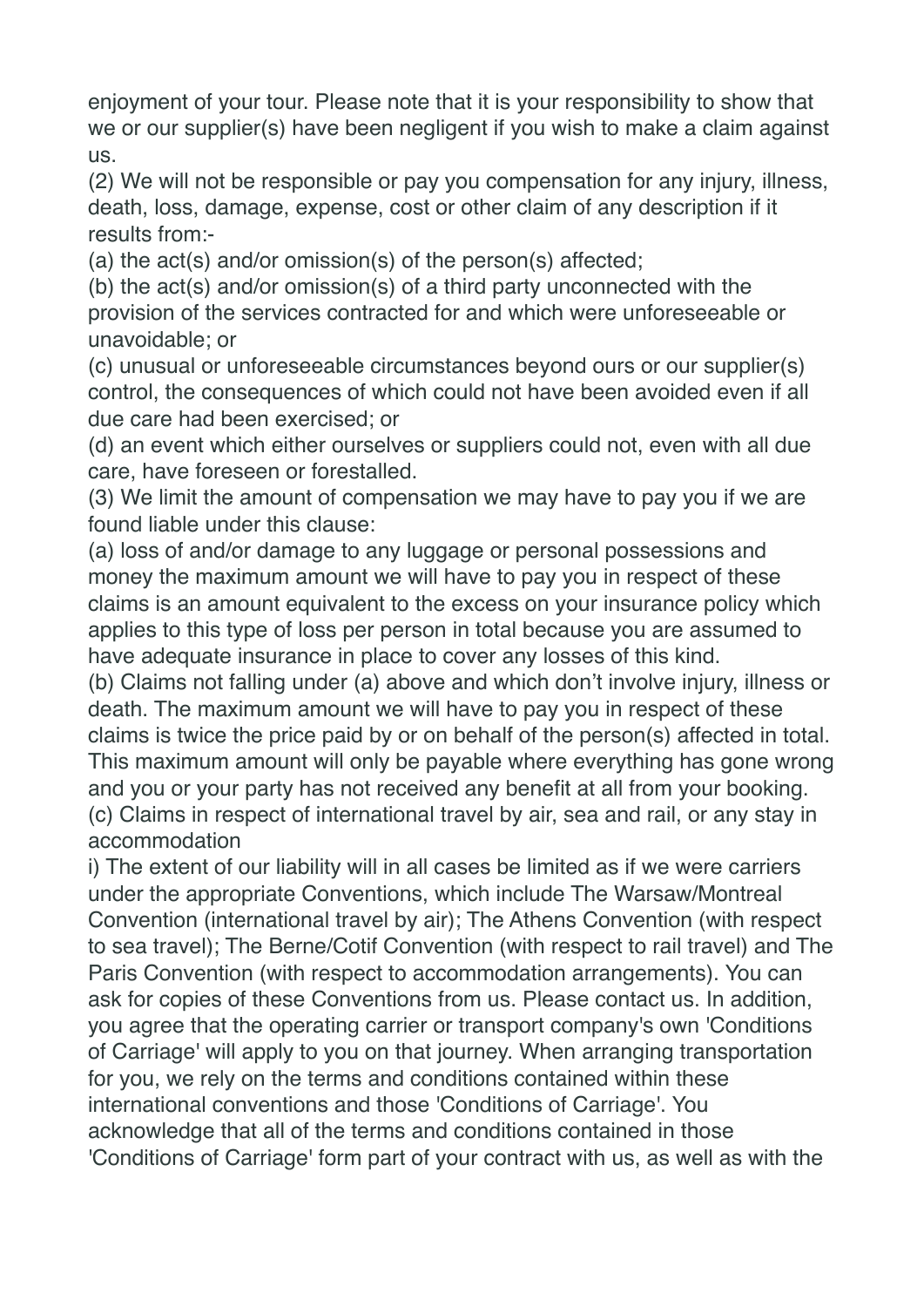enjoyment of your tour. Please note that it is your responsibility to show that we or our supplier(s) have been negligent if you wish to make a claim against us.

(2) We will not be responsible or pay you compensation for any injury, illness, death, loss, damage, expense, cost or other claim of any description if it results from:-

(a) the act(s) and/or omission(s) of the person(s) affected;

(b) the act(s) and/or omission(s) of a third party unconnected with the provision of the services contracted for and which were unforeseeable or unavoidable; or

(c) unusual or unforeseeable circumstances beyond ours or our supplier(s) control, the consequences of which could not have been avoided even if all due care had been exercised; or

(d) an event which either ourselves or suppliers could not, even with all due care, have foreseen or forestalled.

(3) We limit the amount of compensation we may have to pay you if we are found liable under this clause:

(a) loss of and/or damage to any luggage or personal possessions and money the maximum amount we will have to pay you in respect of these claims is an amount equivalent to the excess on your insurance policy which applies to this type of loss per person in total because you are assumed to have adequate insurance in place to cover any losses of this kind.

(b) Claims not falling under (a) above and which don't involve injury, illness or death. The maximum amount we will have to pay you in respect of these claims is twice the price paid by or on behalf of the person(s) affected in total. This maximum amount will only be payable where everything has gone wrong and you or your party has not received any benefit at all from your booking.

(c) Claims in respect of international travel by air, sea and rail, or any stay in accommodation

i) The extent of our liability will in all cases be limited as if we were carriers under the appropriate Conventions, which include The Warsaw/Montreal Convention (international travel by air); The Athens Convention (with respect to sea travel); The Berne/Cotif Convention (with respect to rail travel) and The Paris Convention (with respect to accommodation arrangements). You can ask for copies of these Conventions from us. Please contact us. In addition, you agree that the operating carrier or transport company's own 'Conditions of Carriage' will apply to you on that journey. When arranging transportation for you, we rely on the terms and conditions contained within these international conventions and those 'Conditions of Carriage'. You acknowledge that all of the terms and conditions contained in those 'Conditions of Carriage' form part of your contract with us, as well as with the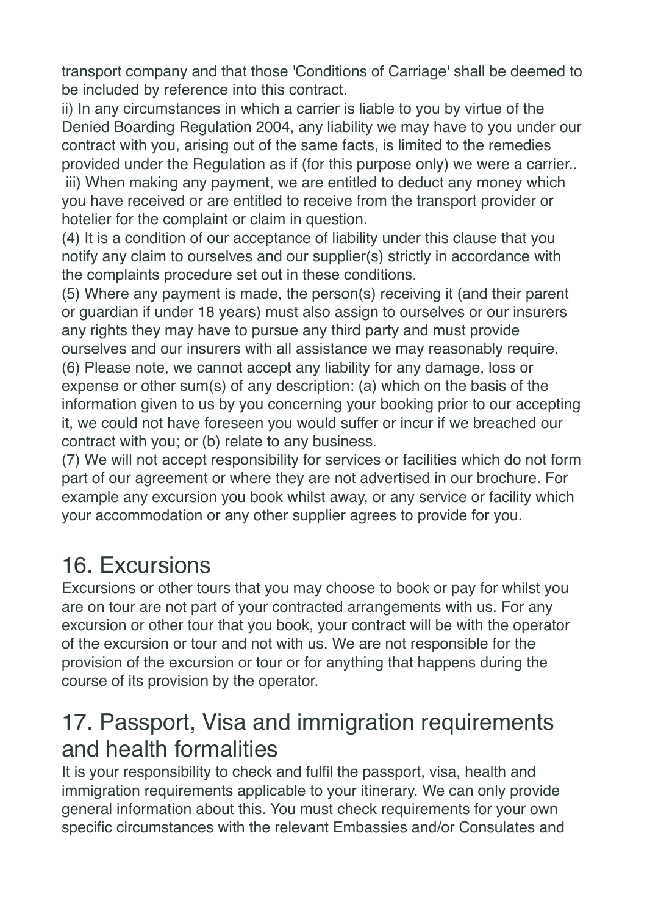transport company and that those 'Conditions of Carriage' shall be deemed to be included by reference into this contract.

ii) In any circumstances in which a carrier is liable to you by virtue of the Denied Boarding Regulation 2004, any liability we may have to you under our contract with you, arising out of the same facts, is limited to the remedies provided under the Regulation as if (for this purpose only) we were a carrier..

iii) When making any payment, we are entitled to deduct any money which you have received or are entitled to receive from the transport provider or hotelier for the complaint or claim in question.

(4) It is a condition of our acceptance of liability under this clause that you notify any claim to ourselves and our supplier(s) strictly in accordance with the complaints procedure set out in these conditions.

(5) Where any payment is made, the person(s) receiving it (and their parent or guardian if under 18 years) must also assign to ourselves or our insurers any rights they may have to pursue any third party and must provide ourselves and our insurers with all assistance we may reasonably require.

(6) Please note, we cannot accept any liability for any damage, loss or expense or other sum(s) of any description: (a) which on the basis of the information given to us by you concerning your booking prior to our accepting it, we could not have foreseen you would suffer or incur if we breached our contract with you; or (b) relate to any business.

(7) We will not accept responsibility for services or facilities which do not form part of our agreement or where they are not advertised in our brochure. For example any excursion you book whilst away, or any service or facility which your accommodation or any other supplier agrees to provide for you.

## 16. Excursions

Excursions or other tours that you may choose to book or pay for whilst you are on tour are not part of your contracted arrangements with us. For any excursion or other tour that you book, your contract will be with the operator of the excursion or tour and not with us. We are not responsible for the provision of the excursion or tour or for anything that happens during the course of its provision by the operator.

## 17. Passport, Visa and immigration requirements and health formalities

It is your responsibility to check and fulfil the passport, visa, health and immigration requirements applicable to your itinerary. We can only provide general information about this. You must check requirements for your own specific circumstances with the relevant Embassies and/or Consulates and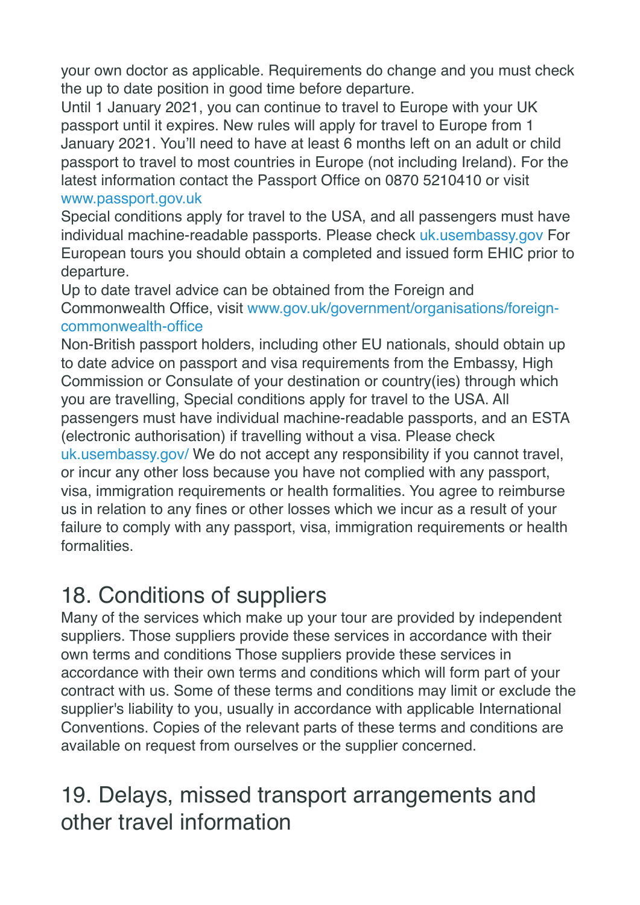your own doctor as applicable. Requirements do change and you must check the up to date position in good time before departure.

Until 1 January 2021, you can continue to travel to Europe with your UK passport until it expires. New rules will apply for travel to Europe from 1 January 2021. You'll need to have at least 6 months left on an adult or child passport to travel to most countries in Europe (not including Ireland). For the latest information contact the Passport Office on 0870 5210410 or visit www.passport.gov.uk

Special conditions apply for travel to the USA, and all passengers must have individual machine-readable passports. Please check uk.usembassy.gov For European tours you should obtain a completed and issued form EHIC prior to departure.

Up to date travel advice can be obtained from the Foreign and Commonwealth Office, visit www.gov.uk/government/organisations/foreign-commonwealth-office

Non-British passport holders, including other EU nationals, should obtain up to date advice on passport and visa requirements from the Embassy, High Commission or Consulate of your destination or country(ies) through which you are travelling, Special conditions apply for travel to the USA. All passengers must have individual machine-readable passports, and an ESTA (electronic authorisation) if travelling without a visa. Please check uk.usembassy.gov/ We do not accept any responsibility if you cannot travel, or incur any other loss because you have not complied with any passport, visa, immigration requirements or health formalities. You agree to reimburse us in relation to any fines or other losses which we incur as a result of your failure to comply with any passport, visa, immigration requirements or health formalities.

## 18. Conditions of suppliers

Many of the services which make up your tour are provided by independent suppliers. Those suppliers provide these services in accordance with their own terms and conditions Those suppliers provide these services in accordance with their own terms and conditions which will form part of your contract with us. Some of these terms and conditions may limit or exclude the supplier's liability to you, usually in accordance with applicable International Conventions. Copies of the relevant parts of these terms and conditions are available on request from ourselves or the supplier concerned.

## 19. Delays, missed transport arrangements and other travel information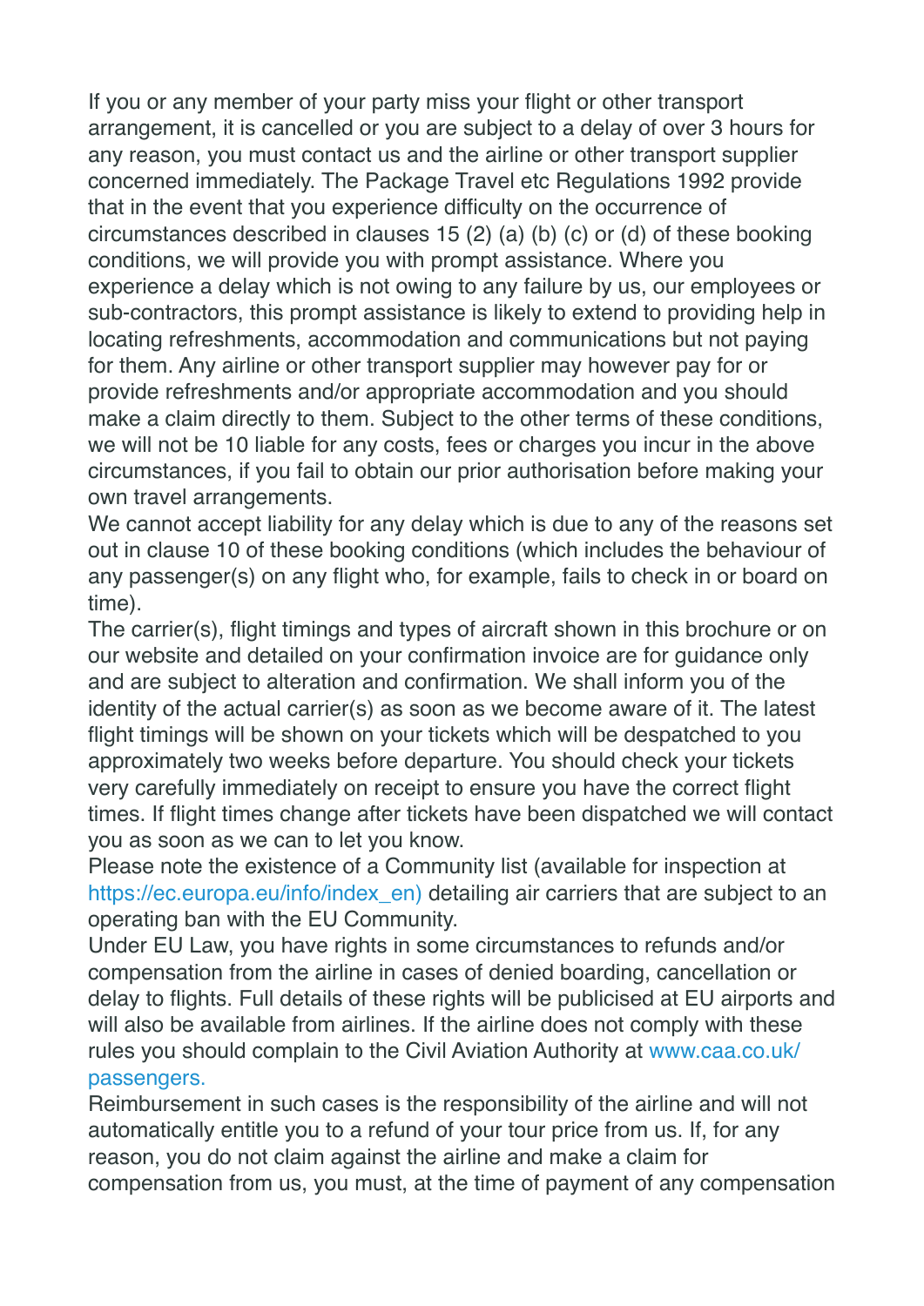If you or any member of your party miss your flight or other transport arrangement, it is cancelled or you are subject to a delay of over 3 hours for any reason, you must contact us and the airline or other transport supplier concerned immediately. The Package Travel etc Regulations 1992 provide that in the event that you experience difficulty on the occurrence of circumstances described in clauses 15 (2) (a) (b) (c) or (d) of these booking conditions, we will provide you with prompt assistance. Where you experience a delay which is not owing to any failure by us, our employees or sub-contractors, this prompt assistance is likely to extend to providing help in locating refreshments, accommodation and communications but not paying for them. Any airline or other transport supplier may however pay for or provide refreshments and/or appropriate accommodation and you should make a claim directly to them. Subject to the other terms of these conditions, we will not be 10 liable for any costs, fees or charges you incur in the above circumstances, if you fail to obtain our prior authorisation before making your own travel arrangements.

We cannot accept liability for any delay which is due to any of the reasons set out in clause 10 of these booking conditions (which includes the behaviour of any passenger(s) on any flight who, for example, fails to check in or board on time).

The carrier(s), flight timings and types of aircraft shown in this brochure or on our website and detailed on your confirmation invoice are for guidance only and are subject to alteration and confirmation. We shall inform you of the identity of the actual carrier(s) as soon as we become aware of it. The latest flight timings will be shown on your tickets which will be despatched to you approximately two weeks before departure. You should check your tickets very carefully immediately on receipt to ensure you have the correct flight times. If flight times change after tickets have been dispatched we will contact you as soon as we can to let you know.

Please note the existence of a Community list (available for inspection at https://ec.europa.eu/info/index_en) detailing air carriers that are subject to an operating ban with the EU Community.

Under EU Law, you have rights in some circumstances to refunds and/or compensation from the airline in cases of denied boarding, cancellation or delay to flights. Full details of these rights will be publicised at EU airports and will also be available from airlines. If the airline does not comply with these rules you should complain to the Civil Aviation Authority at www.caa.co.uk/passengers.

Reimbursement in such cases is the responsibility of the airline and will not automatically entitle you to a refund of your tour price from us. If, for any reason, you do not claim against the airline and make a claim for compensation from us, you must, at the time of payment of any compensation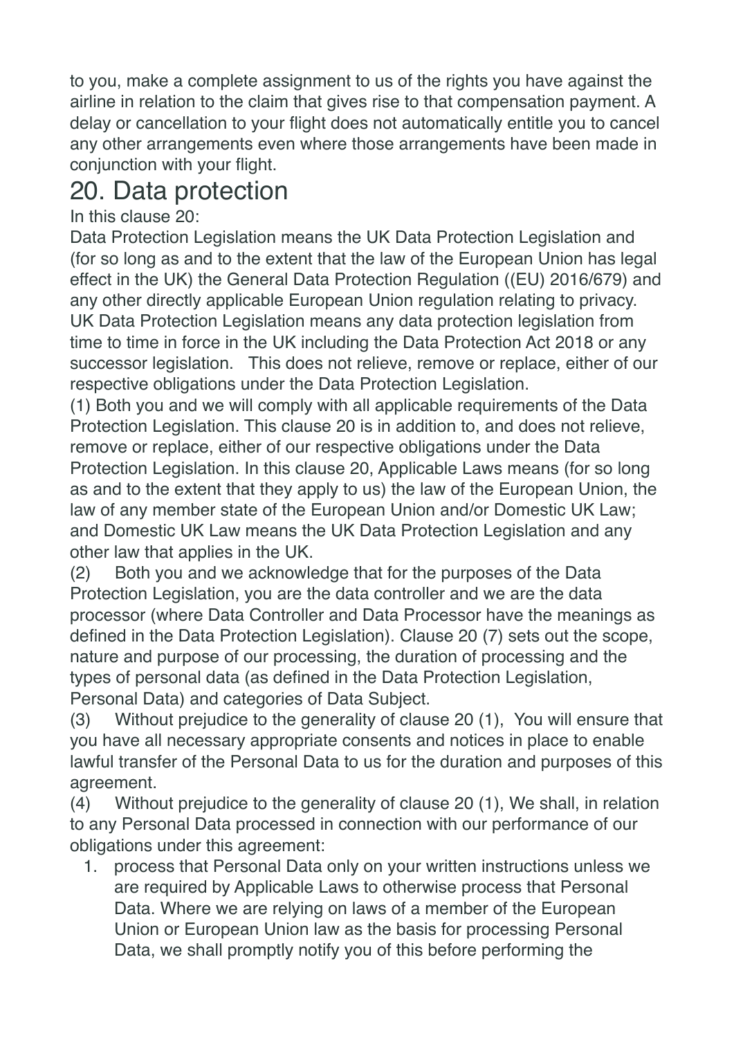to you, make a complete assignment to us of the rights you have against the airline in relation to the claim that gives rise to that compensation payment. A delay or cancellation to your flight does not automatically entitle you to cancel any other arrangements even where those arrangements have been made in conjunction with your flight.

# 20. Data protection

In this clause 20:

Data Protection Legislation means the UK Data Protection Legislation and (for so long as and to the extent that the law of the European Union has legal effect in the UK) the General Data Protection Regulation ((EU) 2016/679) and any other directly applicable European Union regulation relating to privacy. UK Data Protection Legislation means any data protection legislation from time to time in force in the UK including the Data Protection Act 2018 or any successor legislation.   This does not relieve, remove or replace, either of our respective obligations under the Data Protection Legislation.

(1) Both you and we will comply with all applicable requirements of the Data Protection Legislation. This clause 20 is in addition to, and does not relieve, remove or replace, either of our respective obligations under the Data Protection Legislation. In this clause 20, Applicable Laws means (for so long as and to the extent that they apply to us) the law of the European Union, the law of any member state of the European Union and/or Domestic UK Law; and Domestic UK Law means the UK Data Protection Legislation and any other law that applies in the UK.

(2) Both you and we acknowledge that for the purposes of the Data Protection Legislation, you are the data controller and we are the data processor (where Data Controller and Data Processor have the meanings as defined in the Data Protection Legislation). Clause 20 (7) sets out the scope, nature and purpose of our processing, the duration of processing and the types of personal data (as defined in the Data Protection Legislation, Personal Data) and categories of Data Subject.

(3) Without prejudice to the generality of clause 20 (1),  You will ensure that you have all necessary appropriate consents and notices in place to enable lawful transfer of the Personal Data to us for the duration and purposes of this agreement.

(4) Without prejudice to the generality of clause 20 (1), We shall, in relation to any Personal Data processed in connection with our performance of our obligations under this agreement:

1. process that Personal Data only on your written instructions unless we are required by Applicable Laws to otherwise process that Personal Data. Where we are relying on laws of a member of the European Union or European Union law as the basis for processing Personal Data, we shall promptly notify you of this before performing the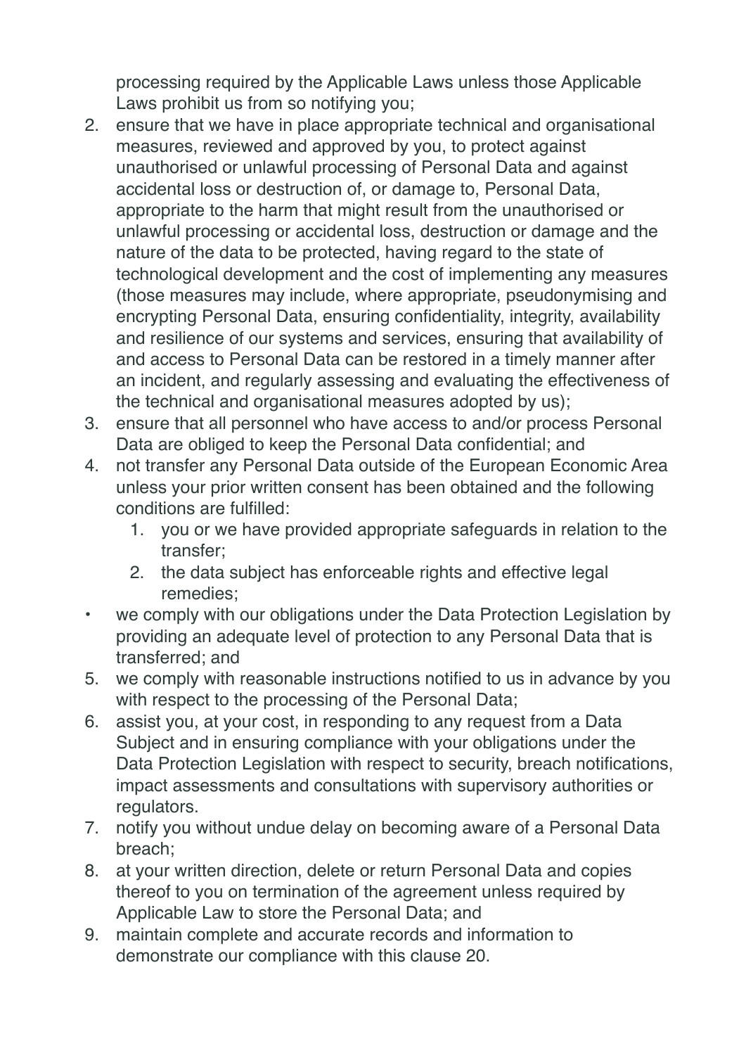processing required by the Applicable Laws unless those Applicable Laws prohibit us from so notifying you;

2. ensure that we have in place appropriate technical and organisational measures, reviewed and approved by you, to protect against unauthorised or unlawful processing of Personal Data and against accidental loss or destruction of, or damage to, Personal Data, appropriate to the harm that might result from the unauthorised or unlawful processing or accidental loss, destruction or damage and the nature of the data to be protected, having regard to the state of technological development and the cost of implementing any measures (those measures may include, where appropriate, pseudonymising and encrypting Personal Data, ensuring confidentiality, integrity, availability and resilience of our systems and services, ensuring that availability of and access to Personal Data can be restored in a timely manner after an incident, and regularly assessing and evaluating the effectiveness of the technical and organisational measures adopted by us);
3. ensure that all personnel who have access to and/or process Personal Data are obliged to keep the Personal Data confidential; and
4. not transfer any Personal Data outside of the European Economic Area unless your prior written consent has been obtained and the following conditions are fulfilled:
    1. you or we have provided appropriate safeguards in relation to the transfer;
    2. the data subject has enforceable rights and effective legal remedies;

- we comply with our obligations under the Data Protection Legislation by providing an adequate level of protection to any Personal Data that is transferred; and

5. we comply with reasonable instructions notified to us in advance by you with respect to the processing of the Personal Data;
6. assist you, at your cost, in responding to any request from a Data Subject and in ensuring compliance with your obligations under the Data Protection Legislation with respect to security, breach notifications, impact assessments and consultations with supervisory authorities or regulators.
7. notify you without undue delay on becoming aware of a Personal Data breach;
8. at your written direction, delete or return Personal Data and copies thereof to you on termination of the agreement unless required by Applicable Law to store the Personal Data; and
9. maintain complete and accurate records and information to demonstrate our compliance with this clause 20.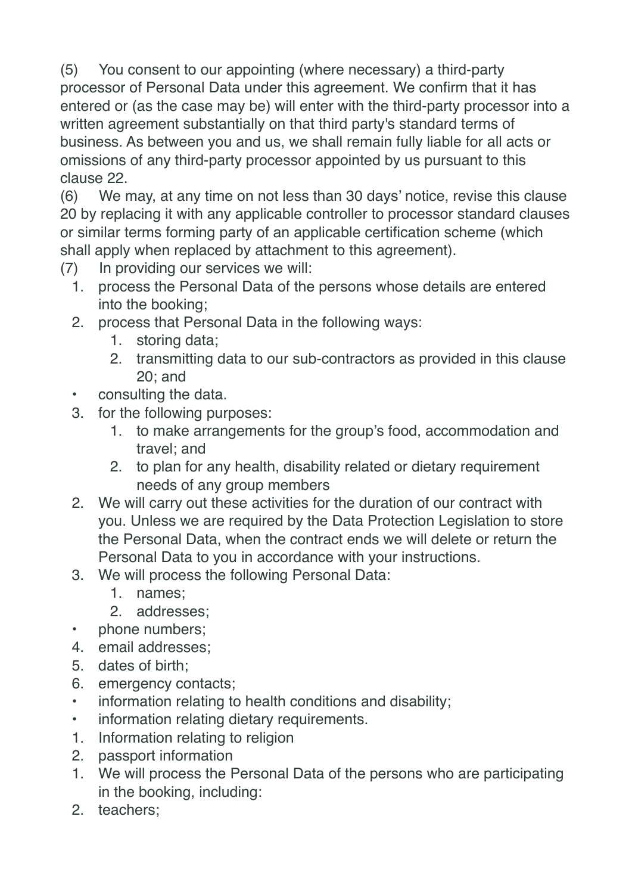(5) You consent to our appointing (where necessary) a third-party processor of Personal Data under this agreement. We confirm that it has entered or (as the case may be) will enter with the third-party processor into a written agreement substantially on that third party's standard terms of business. As between you and us, we shall remain fully liable for all acts or omissions of any third-party processor appointed by us pursuant to this clause 22.

(6) We may, at any time on not less than 30 days' notice, revise this clause 20 by replacing it with any applicable controller to processor standard clauses or similar terms forming party of an applicable certification scheme (which shall apply when replaced by attachment to this agreement).

(7) In providing our services we will:

1. process the Personal Data of the persons whose details are entered into the booking;
2. process that Personal Data in the following ways:
    1. storing data;
    2. transmitting data to our sub-contractors as provided in this clause 20; and
- consulting the data.
3. for the following purposes:
    1. to make arrangements for the group's food, accommodation and travel; and
    2. to plan for any health, disability related or dietary requirement needs of any group members
2. We will carry out these activities for the duration of our contract with you. Unless we are required by the Data Protection Legislation to store the Personal Data, when the contract ends we will delete or return the Personal Data to you in accordance with your instructions.
3. We will process the following Personal Data:
    1. names;
    2. addresses;
- phone numbers;
4. email addresses;
5. dates of birth;
6. emergency contacts;
- information relating to health conditions and disability;
- information relating dietary requirements.
1. Information relating to religion
2. passport information
1. We will process the Personal Data of the persons who are participating in the booking, including:
2. teachers;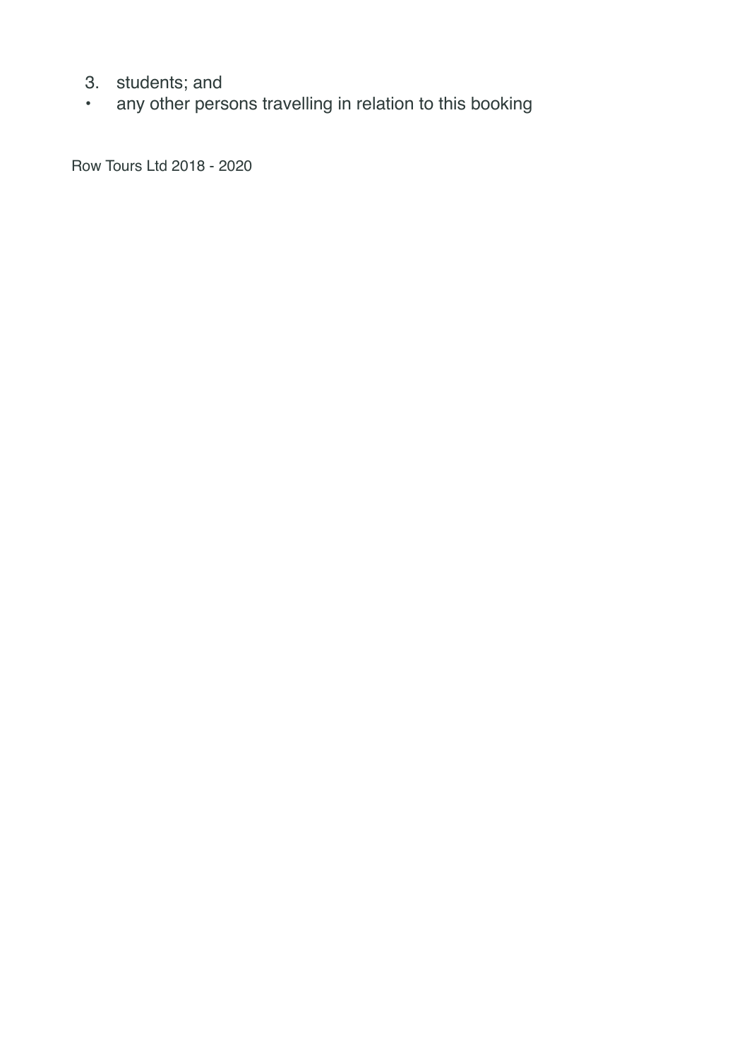3. students; and
- any other persons travelling in relation to this booking

Row Tours Ltd 2018 - 2020